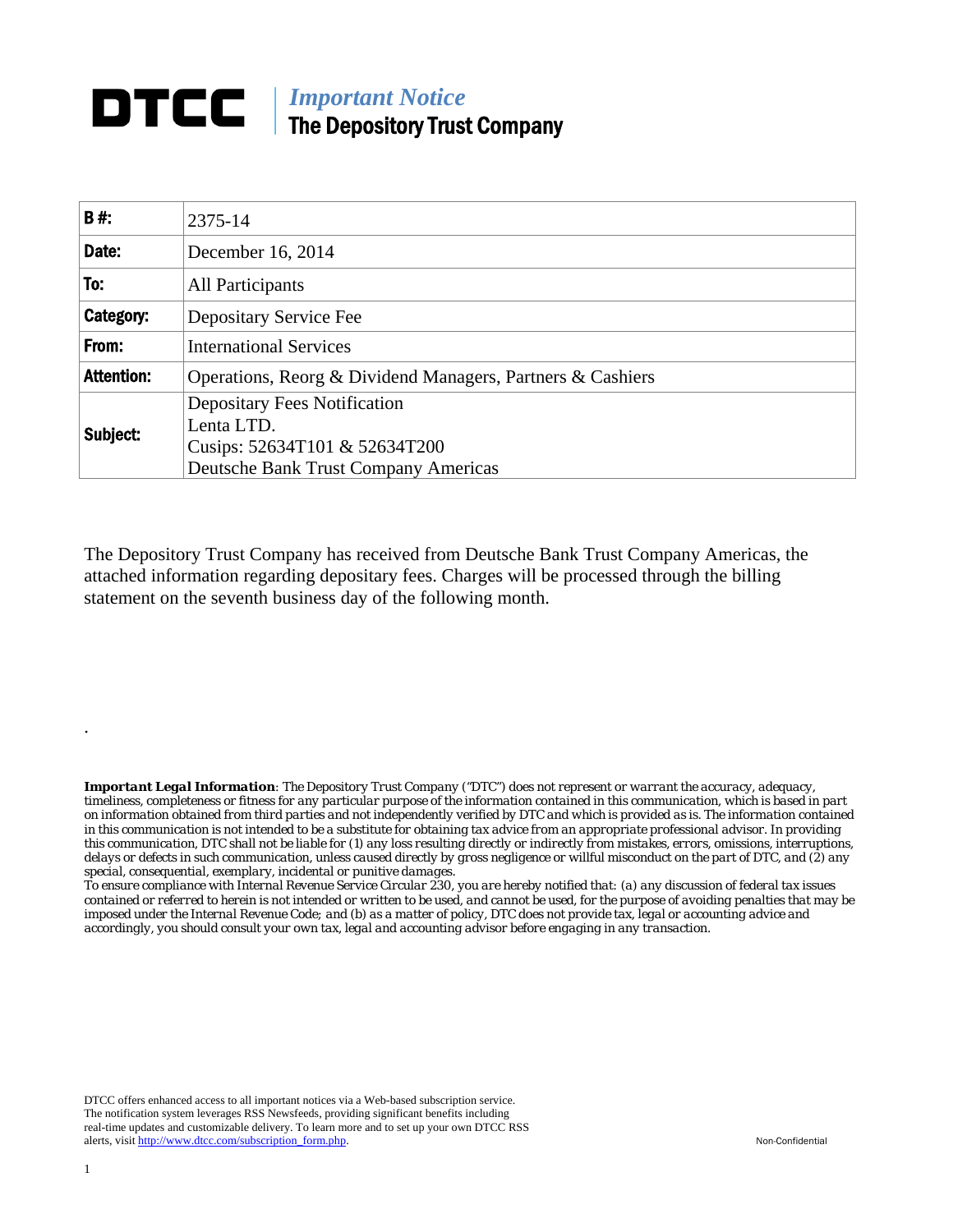# DTCC | *Important Notice*
## The Depository Trust Company

| | |
|---|---|
| **B #:** | 2375-14 |
| **Date:** | December 16, 2014 |
| **To:** | All Participants |
| **Category:** | Depositary Service Fee |
| **From:** | International Services |
| **Attention:** | Operations, Reorg & Dividend Managers, Partners & Cashiers |
| **Subject:** | Depositary Fees Notification<br>Lenta LTD.<br>Cusips: 52634T101 & 52634T200<br>Deutsche Bank Trust Company Americas |

The Depository Trust Company has received from Deutsche Bank Trust Company Americas, the attached information regarding depositary fees. Charges will be processed through the billing statement on the seventh business day of the following month.

.

***Important Legal Information**: The Depository Trust Company ("DTC") does not represent or warrant the accuracy, adequacy, timeliness, completeness or fitness for any particular purpose of the information contained in this communication, which is based in part on information obtained from third parties and not independently verified by DTC and which is provided as is. The information contained in this communication is not intended to be a substitute for obtaining tax advice from an appropriate professional advisor. In providing this communication, DTC shall not be liable for (1) any loss resulting directly or indirectly from mistakes, errors, omissions, interruptions, delays or defects in such communication, unless caused directly by gross negligence or willful misconduct on the part of DTC, and (2) any special, consequential, exemplary, incidental or punitive damages.*

*To ensure compliance with Internal Revenue Service Circular 230, you are hereby notified that: (a) any discussion of federal tax issues contained or referred to herein is not intended or written to be used, and cannot be used, for the purpose of avoiding penalties that may be imposed under the Internal Revenue Code; and (b) as a matter of policy, DTC does not provide tax, legal or accounting advice and accordingly, you should consult your own tax, legal and accounting advisor before engaging in any transaction.*

DTCC offers enhanced access to all important notices via a Web-based subscription service. The notification system leverages RSS Newsfeeds, providing significant benefits including real-time updates and customizable delivery. To learn more and to set up your own DTCC RSS alerts, visit http://www.dtcc.com/subscription_form.php.

Non-Confidential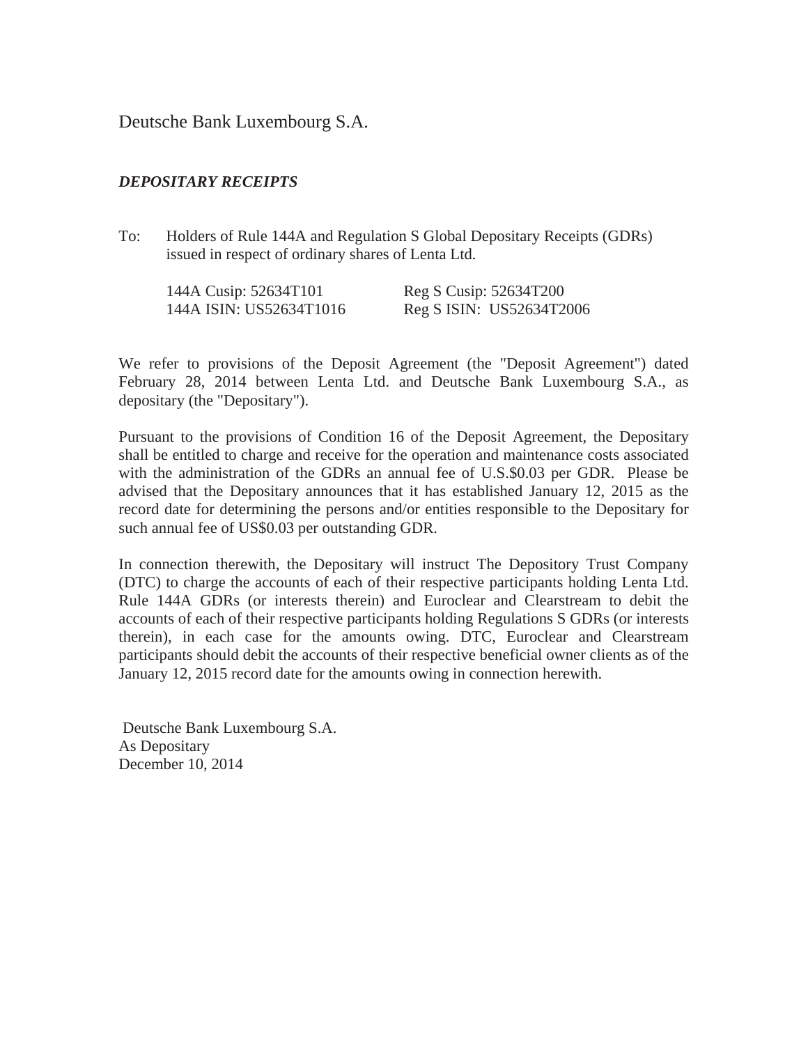Deutsche Bank Luxembourg S.A.

***DEPOSITARY RECEIPTS***

To: Holders of Rule 144A and Regulation S Global Depositary Receipts (GDRs) issued in respect of ordinary shares of Lenta Ltd.

| | |
|---|---|
| 144A Cusip: 52634T101 | Reg S Cusip: 52634T200 |
| 144A ISIN: US52634T1016 | Reg S ISIN: US52634T2006 |

We refer to provisions of the Deposit Agreement (the "Deposit Agreement") dated February 28, 2014 between Lenta Ltd. and Deutsche Bank Luxembourg S.A., as depositary (the "Depositary").

Pursuant to the provisions of Condition 16 of the Deposit Agreement, the Depositary shall be entitled to charge and receive for the operation and maintenance costs associated with the administration of the GDRs an annual fee of U.S.$0.03 per GDR. Please be advised that the Depositary announces that it has established January 12, 2015 as the record date for determining the persons and/or entities responsible to the Depositary for such annual fee of US$0.03 per outstanding GDR.

In connection therewith, the Depositary will instruct The Depository Trust Company (DTC) to charge the accounts of each of their respective participants holding Lenta Ltd. Rule 144A GDRs (or interests therein) and Euroclear and Clearstream to debit the accounts of each of their respective participants holding Regulations S GDRs (or interests therein), in each case for the amounts owing. DTC, Euroclear and Clearstream participants should debit the accounts of their respective beneficial owner clients as of the January 12, 2015 record date for the amounts owing in connection herewith.

Deutsche Bank Luxembourg S.A.  
As Depositary  
December 10, 2014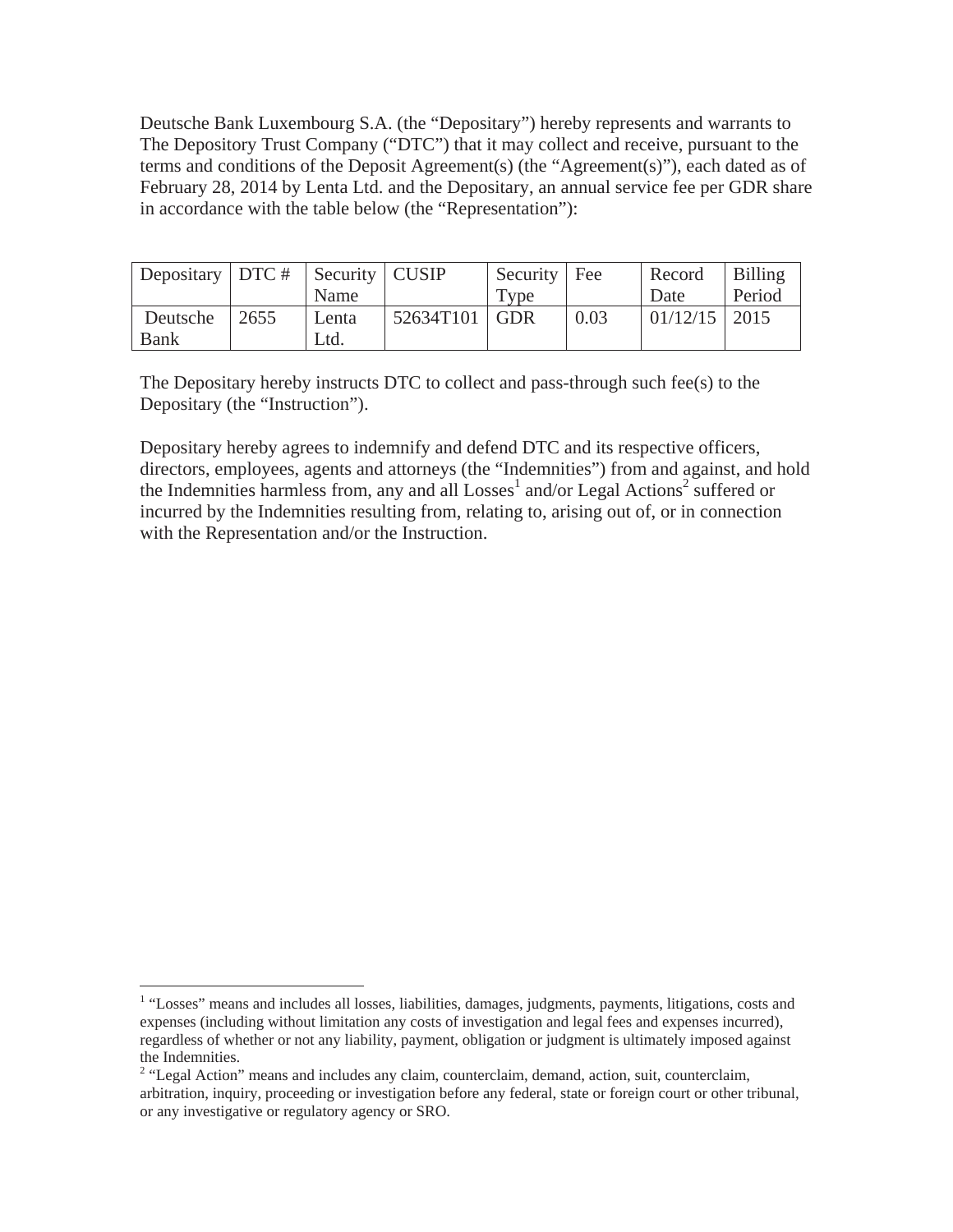Deutsche Bank Luxembourg S.A. (the "Depositary") hereby represents and warrants to The Depository Trust Company ("DTC") that it may collect and receive, pursuant to the terms and conditions of the Deposit Agreement(s) (the "Agreement(s)"), each dated as of February 28, 2014 by Lenta Ltd. and the Depositary, an annual service fee per GDR share in accordance with the table below (the "Representation"):

| Depositary | DTC # | Security Name | CUSIP | Security Type | Fee | Record Date | Billing Period |
|---|---|---|---|---|---|---|---|
| Deutsche Bank | 2655 | Lenta Ltd. | 52634T101 | GDR | 0.03 | 01/12/15 | 2015 |

The Depositary hereby instructs DTC to collect and pass-through such fee(s) to the Depositary (the "Instruction").

Depositary hereby agrees to indemnify and defend DTC and its respective officers, directors, employees, agents and attorneys (the "Indemnities") from and against, and hold the Indemnities harmless from, any and all Losses[1] and/or Legal Actions[2] suffered or incurred by the Indemnities resulting from, relating to, arising out of, or in connection with the Representation and/or the Instruction.

[1] "Losses" means and includes all losses, liabilities, damages, judgments, payments, litigations, costs and expenses (including without limitation any costs of investigation and legal fees and expenses incurred), regardless of whether or not any liability, payment, obligation or judgment is ultimately imposed against the Indemnities.

[2] "Legal Action" means and includes any claim, counterclaim, demand, action, suit, counterclaim, arbitration, inquiry, proceeding or investigation before any federal, state or foreign court or other tribunal, or any investigative or regulatory agency or SRO.